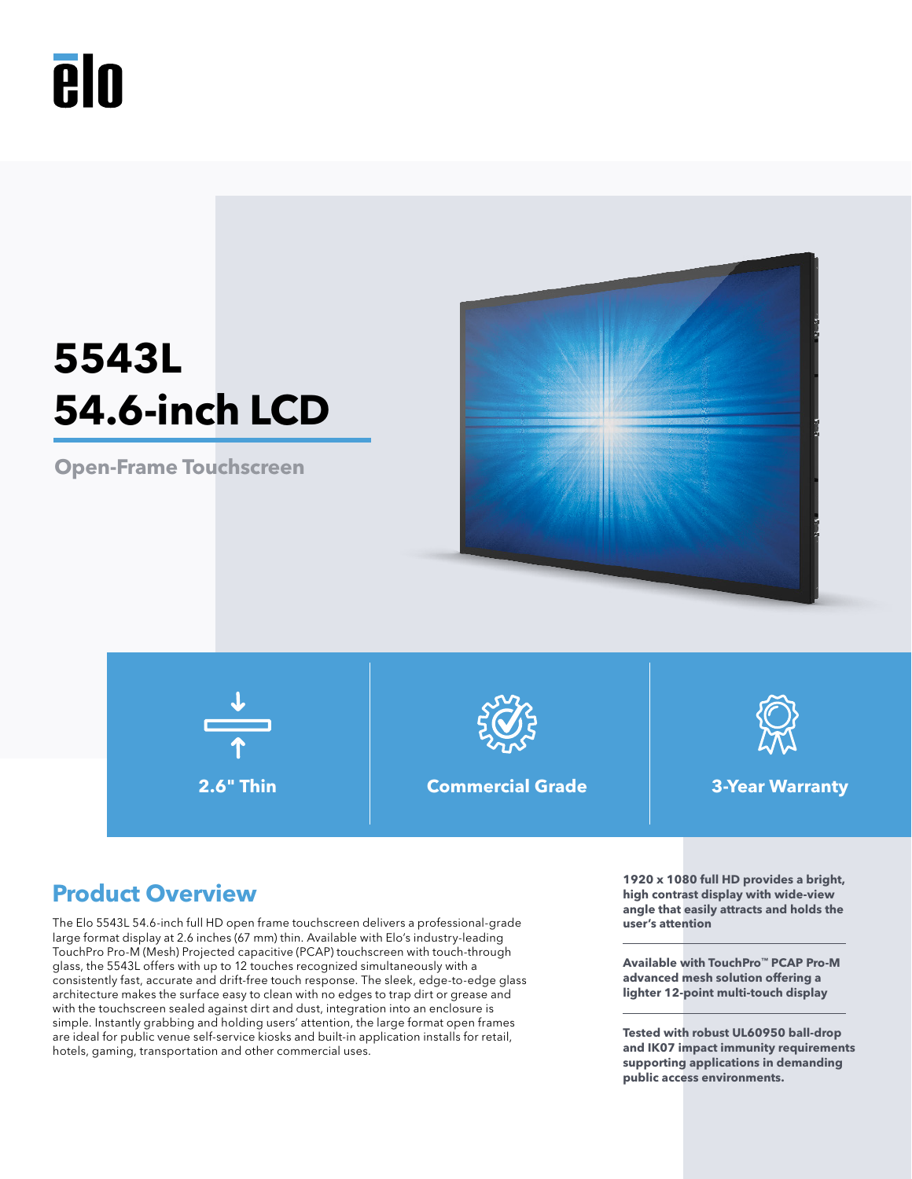elo

# 5543L 54.6-inch LCD

**Open-Frame Touchscreen**

**2.6" Thin**

**Commercial Grade**

**3-Year Warranty**

## Product Overview

The Elo 5543L 54.6-inch full HD open frame touchscreen delivers a professional-grade large format display at 2.6 inches (67 mm) thin. Available with Elo's industry-leading TouchPro Pro-M (Mesh) Projected capacitive (PCAP) touchscreen with touch-through glass, the 5543L offers with up to 12 touches recognized simultaneously with a consistently fast, accurate and drift-free touch response. The sleek, edge-to-edge glass architecture makes the surface easy to clean with no edges to trap dirt or grease and with the touchscreen sealed against dirt and dust, integration into an enclosure is simple. Instantly grabbing and holding users' attention, the large format open frames are ideal for public venue self-service kiosks and built-in application installs for retail, hotels, gaming, transportation and other commercial uses.

**1920 x 1080 full HD provides a bright, high contrast display with wide-view angle that easily attracts and holds the user's attention**

**Available with TouchPro™ PCAP Pro-M advanced mesh solution offering a lighter 12-point multi-touch display**

**Tested with robust UL60950 ball-drop and IK07 impact immunity requirements supporting applications in demanding public access environments.**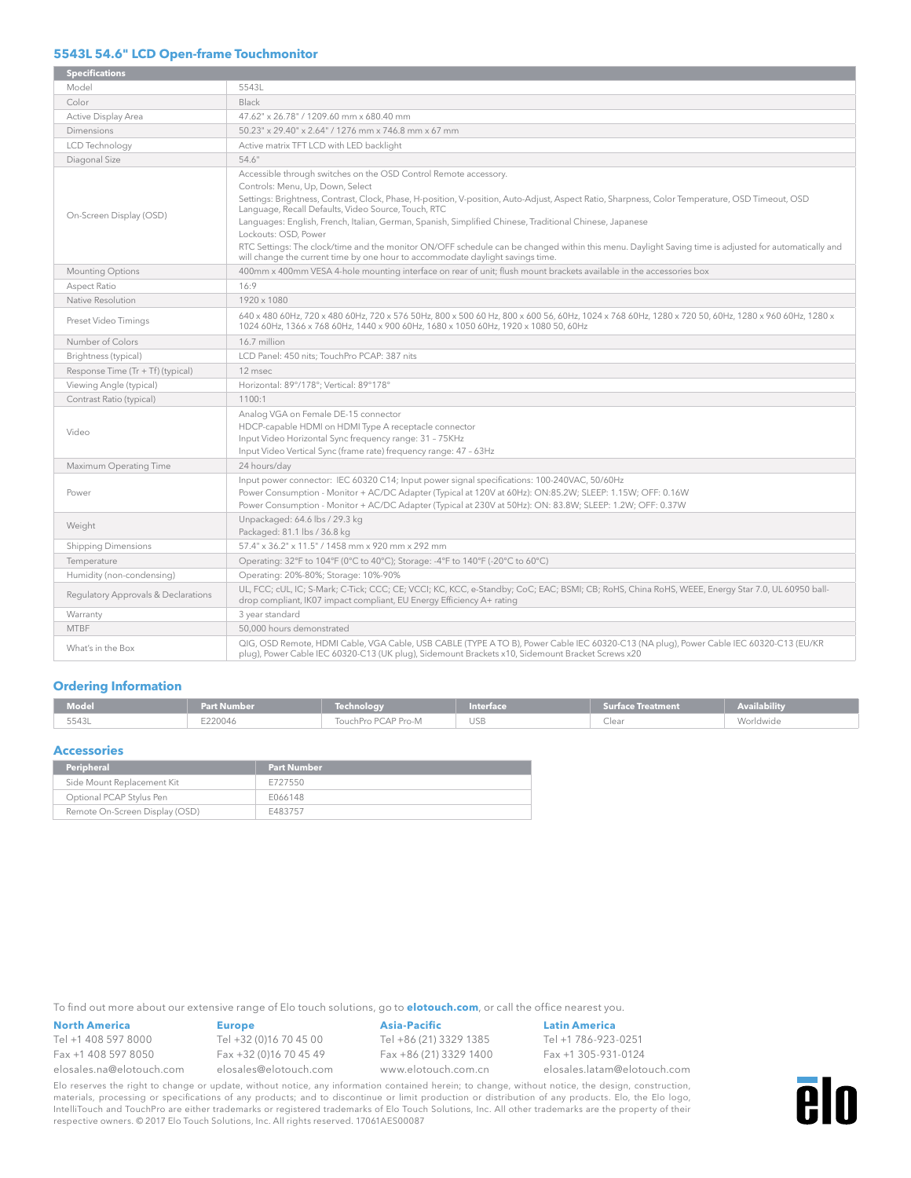## 5543L 54.6" LCD Open-frame Touchmonitor

| Specifications | |
|---|---|
| Model | 5543L |
| Color | Black |
| Active Display Area | 47.62" x 26.78" / 1209.60 mm x 680.40 mm |
| Dimensions | 50.23" x 29.40" x 2.64" / 1276 mm x 746.8 mm x 67 mm |
| LCD Technology | Active matrix TFT LCD with LED backlight |
| Diagonal Size | 54.6" |
| On-Screen Display (OSD) | Accessible through switches on the OSD Control Remote accessory.<br>Controls: Menu, Up, Down, Select<br>Settings: Brightness, Contrast, Clock, Phase, H-position, V-position, Auto-Adjust, Aspect Ratio, Sharpness, Color Temperature, OSD Timeout, OSD Language, Recall Defaults, Video Source, Touch, RTC<br>Languages: English, French, Italian, German, Spanish, Simplified Chinese, Traditional Chinese, Japanese<br>Lockouts: OSD, Power<br>RTC Settings: The clock/time and the monitor ON/OFF schedule can be changed within this menu. Daylight Saving time is adjusted for automatically and will change the current time by one hour to accommodate daylight savings time. |
| Mounting Options | 400mm x 400mm VESA 4-hole mounting interface on rear of unit; flush mount brackets available in the accessories box |
| Aspect Ratio | 16:9 |
| Native Resolution | 1920 x 1080 |
| Preset Video Timings | 640 x 480 60Hz, 720 x 480 60Hz, 720 x 576 50Hz, 800 x 500 60 Hz, 800 x 600 56, 60Hz, 1024 x 768 60Hz, 1280 x 720 50, 60Hz, 1280 x 960 60Hz, 1280 x 1024 60Hz, 1366 x 768 60Hz, 1440 x 900 60Hz, 1680 x 1050 60Hz, 1920 x 1080 50, 60Hz |
| Number of Colors | 16.7 million |
| Brightness (typical) | LCD Panel: 450 nits; TouchPro PCAP: 387 nits |
| Response Time (Tr + Tf) (typical) | 12 msec |
| Viewing Angle (typical) | Horizontal: 89°/178°; Vertical: 89°178° |
| Contrast Ratio (typical) | 1100:1 |
| Video | Analog VGA on Female DE-15 connector<br>HDCP-capable HDMI on HDMI Type A receptacle connector<br>Input Video Horizontal Sync frequency range: 31 – 75KHz<br>Input Video Vertical Sync (frame rate) frequency range: 47 – 63Hz |
| Maximum Operating Time | 24 hours/day |
| Power | Input power connector: IEC 60320 C14; Input power signal specifications: 100-240VAC, 50/60Hz<br>Power Consumption - Monitor + AC/DC Adapter (Typical at 120V at 60Hz): ON:85.2W; SLEEP: 1.15W; OFF: 0.16W<br>Power Consumption - Monitor + AC/DC Adapter (Typical at 230V at 50Hz): ON: 83.8W; SLEEP: 1.2W; OFF: 0.37W |
| Weight | Unpackaged: 64.6 lbs / 29.3 kg<br>Packaged: 81.1 lbs / 36.8 kg |
| Shipping Dimensions | 57.4" x 36.2" x 11.5" / 1458 mm x 920 mm x 292 mm |
| Temperature | Operating: 32°F to 104°F (0°C to 40°C); Storage: -4°F to 140°F (-20°C to 60°C) |
| Humidity (non-condensing) | Operating: 20%-80%; Storage: 10%-90% |
| Regulatory Approvals & Declarations | UL, FCC; cUL, IC; S-Mark; C-Tick; CCC; CE; VCCI; KC, KCC, e-Standby; CoC; EAC; BSMI; CB; RoHS, China RoHS, WEEE, Energy Star 7.0, UL 60950 ball-drop compliant, IK07 impact compliant, EU Energy Efficiency A+ rating |
| Warranty | 3 year standard |
| MTBF | 50,000 hours demonstrated |
| What's in the Box | QIG, OSD Remote, HDMI Cable, VGA Cable, USB CABLE (TYPE A TO B), Power Cable IEC 60320-C13 (NA plug), Power Cable IEC 60320-C13 (EU/KR plug), Power Cable IEC 60320-C13 (UK plug), Sidemount Brackets x10, Sidemount Bracket Screws x20 |

## Ordering Information

| Model | Part Number | Technology | Interface | Surface Treatment | Availability |
|---|---|---|---|---|---|
| 5543L | E220046 | TouchPro PCAP Pro-M | USB | Clear | Worldwide |

## Accessories

| Peripheral | Part Number |
|---|---|
| Side Mount Replacement Kit | E727550 |
| Optional PCAP Stylus Pen | E066148 |
| Remote On-Screen Display (OSD) | E483757 |

To find out more about our extensive range of Elo touch solutions, go to **elotouch.com**, or call the office nearest you.

**North America**
Tel +1 408 597 8000
Fax +1 408 597 8050
elosales.na@elotouch.com

**Europe**
Tel +32 (0)16 70 45 00
Fax +32 (0)16 70 45 49
elosales@elotouch.com

**Asia-Pacific**
Tel +86 (21) 3329 1385
Fax +86 (21) 3329 1400
www.elotouch.com.cn

**Latin America**
Tel +1 786-923-0251
Fax +1 305-931-0124
elosales.latam@elotouch.com

Elo reserves the right to change or update, without notice, any information contained herein; to change, without notice, the design, construction, materials, processing or specifications of any products; and to discontinue or limit production or distribution of any products. Elo, the Elo logo, IntelliTouch and TouchPro are either trademarks or registered trademarks of Elo Touch Solutions, Inc. All other trademarks are the property of their respective owners. © 2017 Elo Touch Solutions, Inc. All rights reserved. 17061AES00087